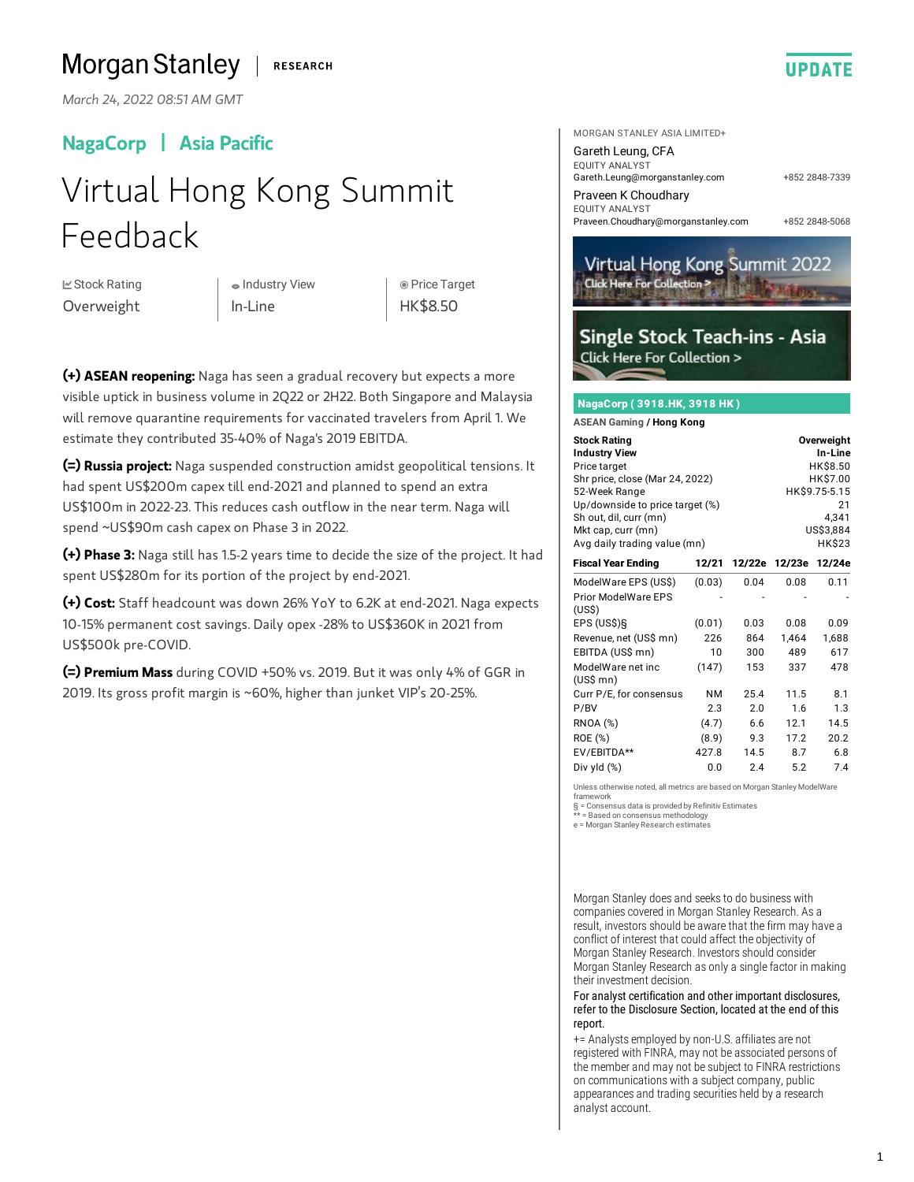Morgan Stanley | RESEARCH

UPDATE

*March 24, 2022 08:51 AM GMT*

## NagaCorp | Asia Pacific

# Virtual Hong Kong Summit Feedback

| Stock Rating | Industry View | Price Target |
|---|---|---|
| Overweight | In-Line | HK$8.50 |

**(+) ASEAN reopening:** Naga has seen a gradual recovery but expects a more visible uptick in business volume in 2Q22 or 2H22. Both Singapore and Malaysia will remove quarantine requirements for vaccinated travelers from April 1. We estimate they contributed 35-40% of Naga's 2019 EBITDA.

**(=) Russia project:** Naga suspended construction amidst geopolitical tensions. It had spent US$200m capex till end-2021 and planned to spend an extra US$100m in 2022-23. This reduces cash outflow in the near term. Naga will spend ~US$90m cash capex on Phase 3 in 2022.

**(+) Phase 3:** Naga still has 1.5-2 years time to decide the size of the project. It had spent US$280m for its portion of the project by end-2021.

**(+) Cost:** Staff headcount was down 26% YoY to 6.2K at end-2021. Naga expects 10-15% permanent cost savings. Daily opex -28% to US$360K in 2021 from US$500k pre-COVID.

**(=) Premium Mass** during COVID +50% vs. 2019. But it was only 4% of GGR in 2019. Its gross profit margin is ~60%, higher than junket VIP's 20-25%.

MORGAN STANLEY ASIA LIMITED+

Gareth Leung, CFA
EQUITY ANALYST
Gareth.Leung@morganstanley.com +852 2848-7339

Praveen K Choudhary
EQUITY ANALYST
Praveen.Choudhary@morganstanley.com +852 2848-5068

Virtual Hong Kong Summit 2022
Click Here For Collection >

Single Stock Teach-ins - Asia
Click Here For Collection >

**NagaCorp ( 3918.HK, 3918 HK )**

**ASEAN Gaming** / **Hong Kong**

| | |
|---|---|
| **Stock Rating** | **Overweight** |
| **Industry View** | **In-Line** |
| Price target | HK$8.50 |
| Shr price, close (Mar 24, 2022) | HK$7.00 |
| 52-Week Range | HK$9.75-5.15 |
| Up/downside to price target (%) | 21 |
| Sh out, dil, curr (mn) | 4,341 |
| Mkt cap, curr (mn) | US$3,884 |
| Avg daily trading value (mn) | HK$23 |

| Fiscal Year Ending | 12/21 | 12/22e | 12/23e | 12/24e |
|---|---|---|---|---|
| ModelWare EPS (US$) | (0.03) | 0.04 | 0.08 | 0.11 |
| Prior ModelWare EPS (US$) | - | - | - | - |
| EPS (US$)§ | (0.01) | 0.03 | 0.08 | 0.09 |
| Revenue, net (US$ mn) | 226 | 864 | 1,464 | 1,688 |
| EBITDA (US$ mn) | 10 | 300 | 489 | 617 |
| ModelWare net inc (US$ mn) | (147) | 153 | 337 | 478 |
| Curr P/E, for consensus | NM | 25.4 | 11.5 | 8.1 |
| P/BV | 2.3 | 2.0 | 1.6 | 1.3 |
| RNOA (%) | (4.7) | 6.6 | 12.1 | 14.5 |
| ROE (%) | (8.9) | 9.3 | 17.2 | 20.2 |
| EV/EBITDA** | 427.8 | 14.5 | 8.7 | 6.8 |
| Div yld (%) | 0.0 | 2.4 | 5.2 | 7.4 |

Unless otherwise noted, all metrics are based on Morgan Stanley ModelWare framework
§ = Consensus data is provided by Refinitiv Estimates
** = Based on consensus methodology
e = Morgan Stanley Research estimates

Morgan Stanley does and seeks to do business with companies covered in Morgan Stanley Research. As a result, investors should be aware that the firm may have a conflict of interest that could affect the objectivity of Morgan Stanley Research. Investors should consider Morgan Stanley Research as only a single factor in making their investment decision.

For analyst certification and other important disclosures, refer to the Disclosure Section, located at the end of this report.

+= Analysts employed by non-U.S. affiliates are not registered with FINRA, may not be associated persons of the member and may not be subject to FINRA restrictions on communications with a subject company, public appearances and trading securities held by a research analyst account.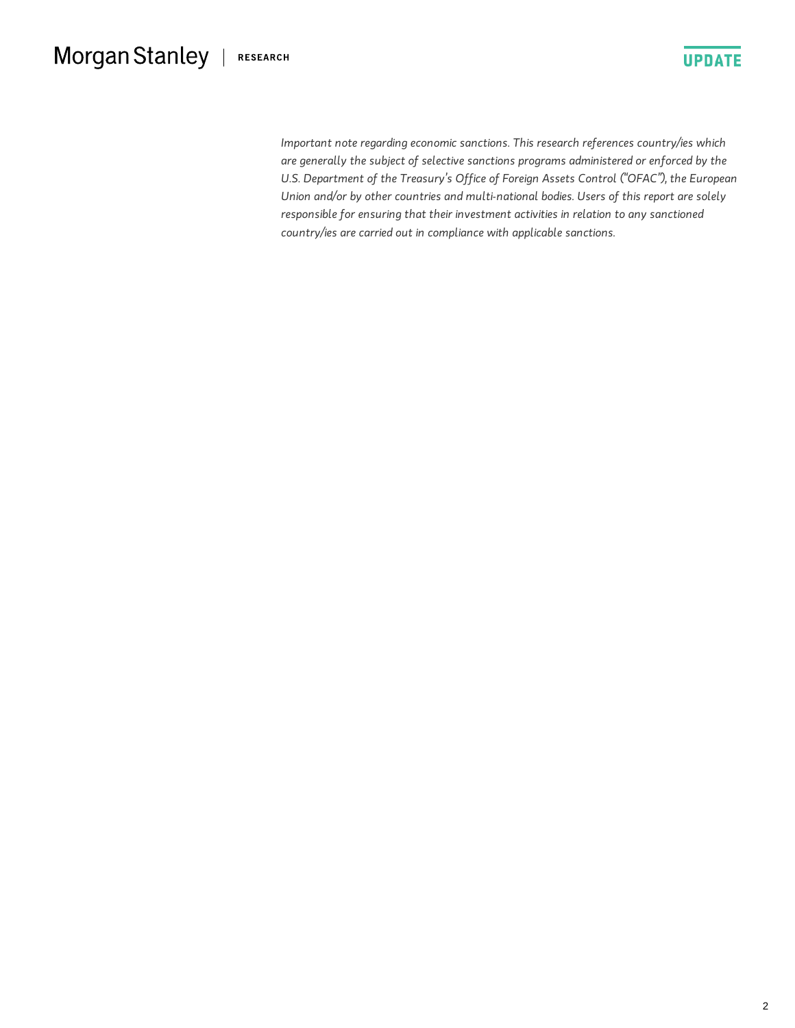*Important note regarding economic sanctions. This research references country/ies which are generally the subject of selective sanctions programs administered or enforced by the U.S. Department of the Treasury's Office of Foreign Assets Control ("OFAC"), the European Union and/or by other countries and multi-national bodies. Users of this report are solely responsible for ensuring that their investment activities in relation to any sanctioned country/ies are carried out in compliance with applicable sanctions.*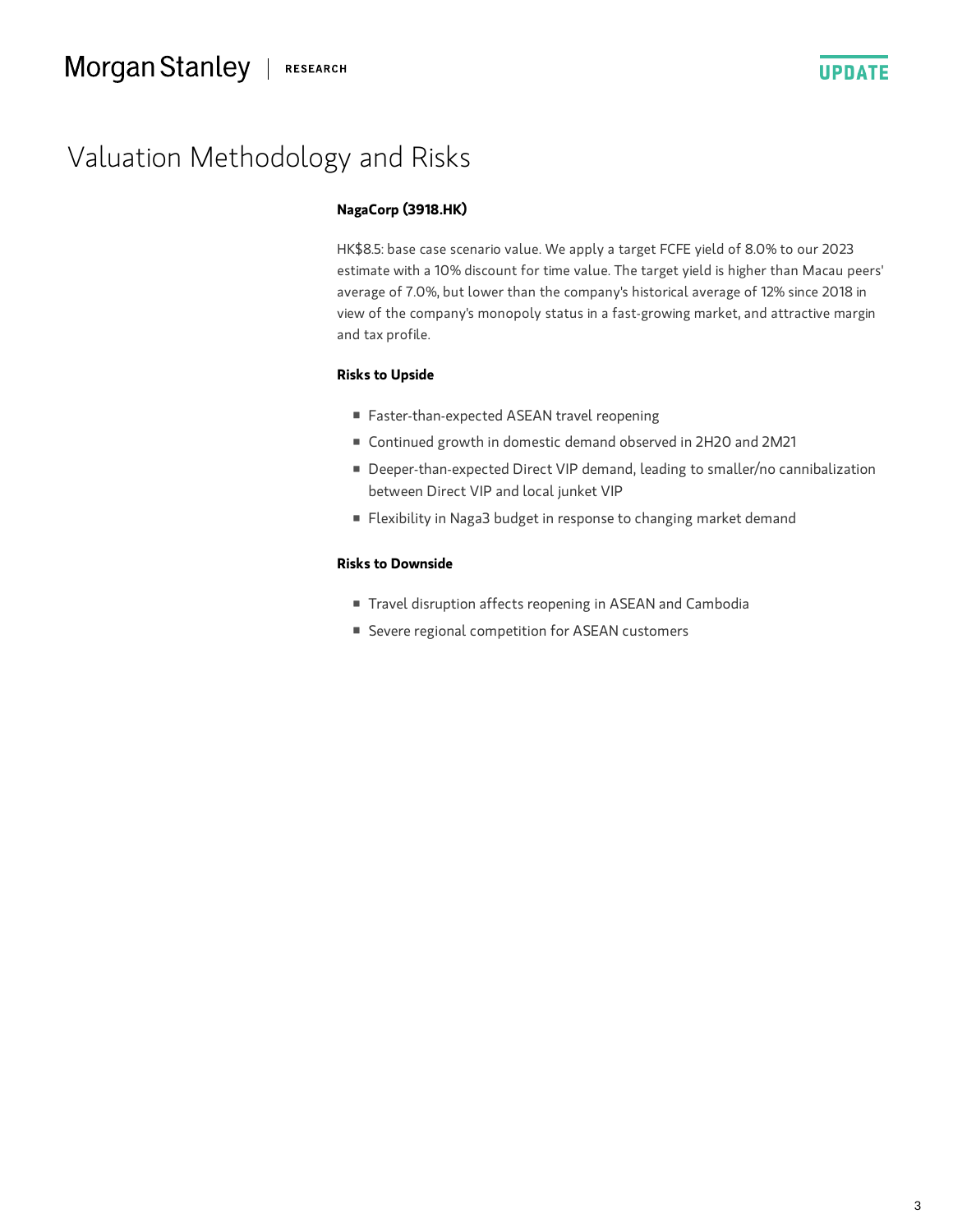# Valuation Methodology and Risks

**NagaCorp (3918.HK)**

HK$8.5: base case scenario value. We apply a target FCFE yield of 8.0% to our 2023 estimate with a 10% discount for time value. The target yield is higher than Macau peers' average of 7.0%, but lower than the company's historical average of 12% since 2018 in view of the company's monopoly status in a fast-growing market, and attractive margin and tax profile.

**Risks to Upside**

- Faster-than-expected ASEAN travel reopening
- Continued growth in domestic demand observed in 2H20 and 2M21
- Deeper-than-expected Direct VIP demand, leading to smaller/no cannibalization between Direct VIP and local junket VIP
- Flexibility in Naga3 budget in response to changing market demand

**Risks to Downside**

- Travel disruption affects reopening in ASEAN and Cambodia
- Severe regional competition for ASEAN customers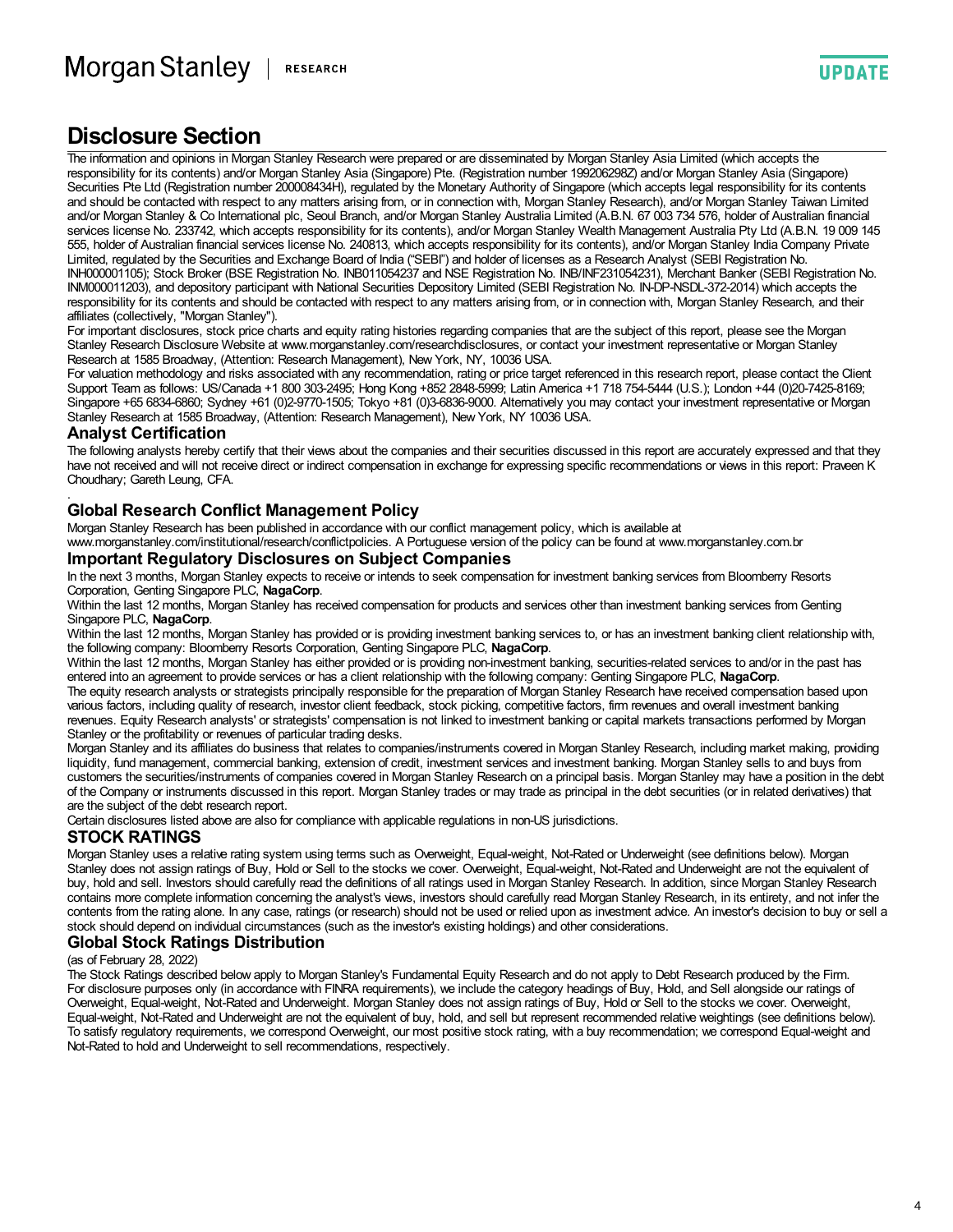# Disclosure Section

The information and opinions in Morgan Stanley Research were prepared or are disseminated by Morgan Stanley Asia Limited (which accepts the responsibility for its contents) and/or Morgan Stanley Asia (Singapore) Pte. (Registration number 199206298Z) and/or Morgan Stanley Asia (Singapore) Securities Pte Ltd (Registration number 200008434H), regulated by the Monetary Authority of Singapore (which accepts legal responsibility for its contents and should be contacted with respect to any matters arising from, or in connection with, Morgan Stanley Research), and/or Morgan Stanley Taiwan Limited and/or Morgan Stanley & Co International plc, Seoul Branch, and/or Morgan Stanley Australia Limited (A.B.N. 67 003 734 576, holder of Australian financial services license No. 233742, which accepts responsibility for its contents), and/or Morgan Stanley Wealth Management Australia Pty Ltd (A.B.N. 19 009 145 555, holder of Australian financial services license No. 240813, which accepts responsibility for its contents), and/or Morgan Stanley India Company Private Limited, regulated by the Securities and Exchange Board of India ("SEBI") and holder of licenses as a Research Analyst (SEBI Registration No. INH000001105); Stock Broker (BSE Registration No. INB011054237 and NSE Registration No. INB/INF231054231), Merchant Banker (SEBI Registration No. INM000011203), and depository participant with National Securities Depository Limited (SEBI Registration No. IN-DP-NSDL-372-2014) which accepts the responsibility for its contents and should be contacted with respect to any matters arising from, or in connection with, Morgan Stanley Research, and their affiliates (collectively, "Morgan Stanley").

For important disclosures, stock price charts and equity rating histories regarding companies that are the subject of this report, please see the Morgan Stanley Research Disclosure Website at www.morganstanley.com/researchdisclosures, or contact your investment representative or Morgan Stanley Research at 1585 Broadway, (Attention: Research Management), New York, NY, 10036 USA.

For valuation methodology and risks associated with any recommendation, rating or price target referenced in this research report, please contact the Client Support Team as follows: US/Canada +1 800 303-2495; Hong Kong +852 2848-5999; Latin America +1 718 754-5444 (U.S.); London +44 (0)20-7425-8169; Singapore +65 6834-6860; Sydney +61 (0)2-9770-1505; Tokyo +81 (0)3-6836-9000. Alternatively you may contact your investment representative or Morgan Stanley Research at 1585 Broadway, (Attention: Research Management), New York, NY 10036 USA.

## Analyst Certification

The following analysts hereby certify that their views about the companies and their securities discussed in this report are accurately expressed and that they have not received and will not receive direct or indirect compensation in exchange for expressing specific recommendations or views in this report: Praveen K Choudhary; Gareth Leung, CFA.

.

## Global Research Conflict Management Policy

Morgan Stanley Research has been published in accordance with our conflict management policy, which is available at www.morganstanley.com/institutional/research/conflictpolicies. A Portuguese version of the policy can be found at www.morganstanley.com.br

## Important Regulatory Disclosures on Subject Companies

In the next 3 months, Morgan Stanley expects to receive or intends to seek compensation for investment banking services from Bloomberry Resorts Corporation, Genting Singapore PLC, **NagaCorp**.

Within the last 12 months, Morgan Stanley has received compensation for products and services other than investment banking services from Genting Singapore PLC, **NagaCorp**.

Within the last 12 months, Morgan Stanley has provided or is providing investment banking services to, or has an investment banking client relationship with, the following company: Bloomberry Resorts Corporation, Genting Singapore PLC, **NagaCorp**.

Within the last 12 months, Morgan Stanley has either provided or is providing non-investment banking, securities-related services to and/or in the past has entered into an agreement to provide services or has a client relationship with the following company: Genting Singapore PLC, **NagaCorp**.

The equity research analysts or strategists principally responsible for the preparation of Morgan Stanley Research have received compensation based upon various factors, including quality of research, investor client feedback, stock picking, competitive factors, firm revenues and overall investment banking revenues. Equity Research analysts' or strategists' compensation is not linked to investment banking or capital markets transactions performed by Morgan Stanley or the profitability or revenues of particular trading desks.

Morgan Stanley and its affiliates do business that relates to companies/instruments covered in Morgan Stanley Research, including market making, providing liquidity, fund management, commercial banking, extension of credit, investment services and investment banking. Morgan Stanley sells to and buys from customers the securities/instruments of companies covered in Morgan Stanley Research on a principal basis. Morgan Stanley may have a position in the debt of the Company or instruments discussed in this report. Morgan Stanley trades or may trade as principal in the debt securities (or in related derivatives) that are the subject of the debt research report.

Certain disclosures listed above are also for compliance with applicable regulations in non-US jurisdictions.

## STOCK RATINGS

Morgan Stanley uses a relative rating system using terms such as Overweight, Equal-weight, Not-Rated or Underweight (see definitions below). Morgan Stanley does not assign ratings of Buy, Hold or Sell to the stocks we cover. Overweight, Equal-weight, Not-Rated and Underweight are not the equivalent of buy, hold and sell. Investors should carefully read the definitions of all ratings used in Morgan Stanley Research. In addition, since Morgan Stanley Research contains more complete information concerning the analyst's views, investors should carefully read Morgan Stanley Research, in its entirety, and not infer the contents from the rating alone. In any case, ratings (or research) should not be used or relied upon as investment advice. An investor's decision to buy or sell a stock should depend on individual circumstances (such as the investor's existing holdings) and other considerations.

## Global Stock Ratings Distribution

(as of February 28, 2022)

The Stock Ratings described below apply to Morgan Stanley's Fundamental Equity Research and do not apply to Debt Research produced by the Firm.

For disclosure purposes only (in accordance with FINRA requirements), we include the category headings of Buy, Hold, and Sell alongside our ratings of Overweight, Equal-weight, Not-Rated and Underweight. Morgan Stanley does not assign ratings of Buy, Hold or Sell to the stocks we cover. Overweight, Equal-weight, Not-Rated and Underweight are not the equivalent of buy, hold, and sell but represent recommended relative weightings (see definitions below). To satisfy regulatory requirements, we correspond Overweight, our most positive stock rating, with a buy recommendation; we correspond Equal-weight and Not-Rated to hold and Underweight to sell recommendations, respectively.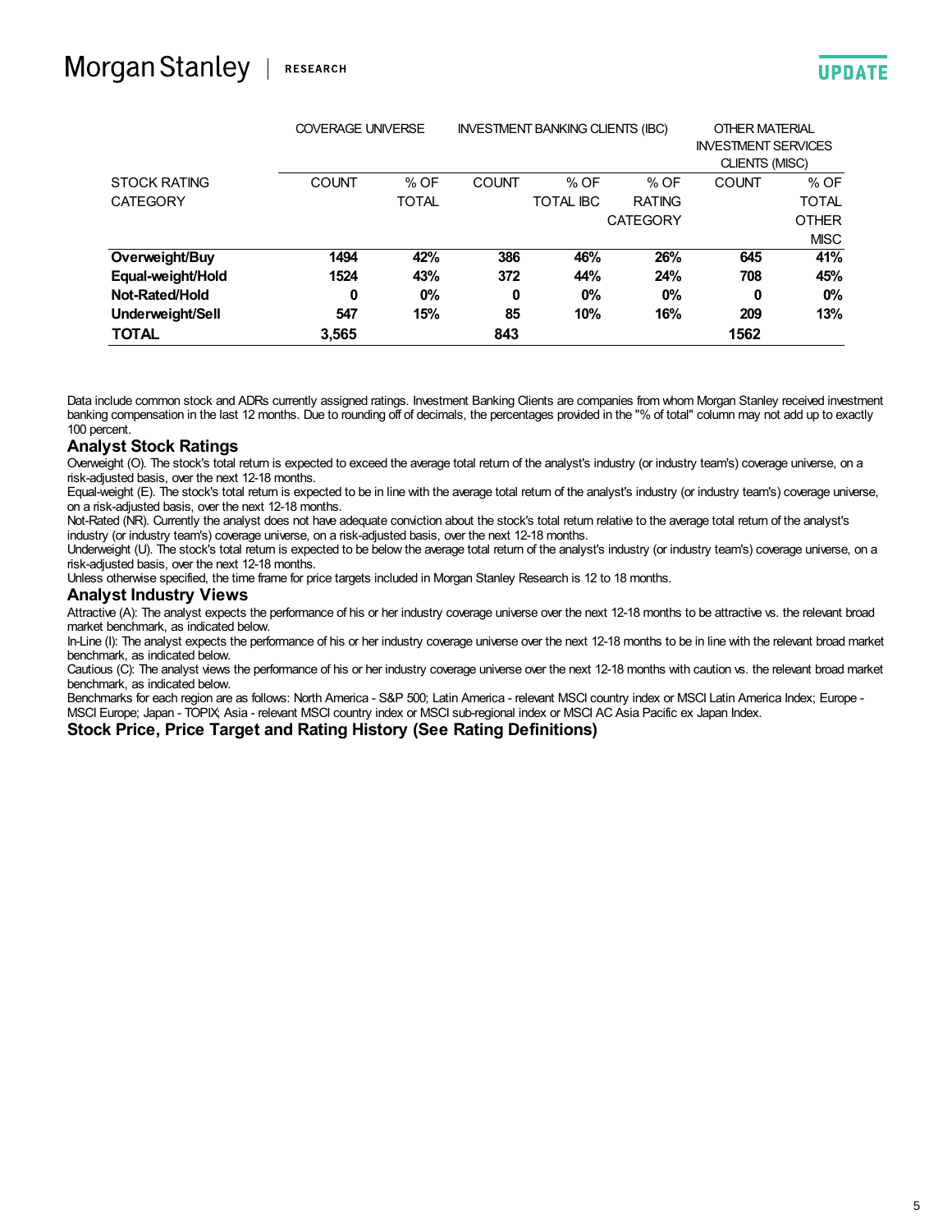| STOCK RATING CATEGORY | COVERAGE UNIVERSE | | INVESTMENT BANKING CLIENTS (IBC) | | | OTHER MATERIAL INVESTMENT SERVICES CLIENTS (MISC) | |
|---|---|---|---|---|---|---|---|
| | COUNT | % OF TOTAL | COUNT | % OF TOTAL IBC | % OF RATING CATEGORY | COUNT | % OF TOTAL OTHER MISC |
| **Overweight/Buy** | **1494** | **42%** | **386** | **46%** | **26%** | **645** | **41%** |
| **Equal-weight/Hold** | **1524** | **43%** | **372** | **44%** | **24%** | **708** | **45%** |
| **Not-Rated/Hold** | **0** | **0%** | **0** | **0%** | **0%** | **0** | **0%** |
| **Underweight/Sell** | **547** | **15%** | **85** | **10%** | **16%** | **209** | **13%** |
| **TOTAL** | **3,565** | | **843** | | | **1562** | |

Data include common stock and ADRs currently assigned ratings. Investment Banking Clients are companies from whom Morgan Stanley received investment banking compensation in the last 12 months. Due to rounding off of decimals, the percentages provided in the "% of total" column may not add up to exactly 100 percent.

### Analyst Stock Ratings

Overweight (O). The stock's total return is expected to exceed the average total return of the analyst's industry (or industry team's) coverage universe, on a risk-adjusted basis, over the next 12-18 months.

Equal-weight (E). The stock's total return is expected to be in line with the average total return of the analyst's industry (or industry team's) coverage universe, on a risk-adjusted basis, over the next 12-18 months.

Not-Rated (NR). Currently the analyst does not have adequate conviction about the stock's total return relative to the average total return of the analyst's industry (or industry team's) coverage universe, on a risk-adjusted basis, over the next 12-18 months.

Underweight (U). The stock's total return is expected to be below the average total return of the analyst's industry (or industry team's) coverage universe, on a risk-adjusted basis, over the next 12-18 months.

Unless otherwise specified, the time frame for price targets included in Morgan Stanley Research is 12 to 18 months.

### Analyst Industry Views

Attractive (A): The analyst expects the performance of his or her industry coverage universe over the next 12-18 months to be attractive vs. the relevant broad market benchmark, as indicated below.

In-Line (I): The analyst expects the performance of his or her industry coverage universe over the next 12-18 months to be in line with the relevant broad market benchmark, as indicated below.

Cautious (C): The analyst views the performance of his or her industry coverage universe over the next 12-18 months with caution vs. the relevant broad market benchmark, as indicated below.

Benchmarks for each region are as follows: North America - S&P 500; Latin America - relevant MSCI country index or MSCI Latin America Index; Europe - MSCI Europe; Japan - TOPIX; Asia - relevant MSCI country index or MSCI sub-regional index or MSCI AC Asia Pacific ex Japan Index.

### Stock Price, Price Target and Rating History (See Rating Definitions)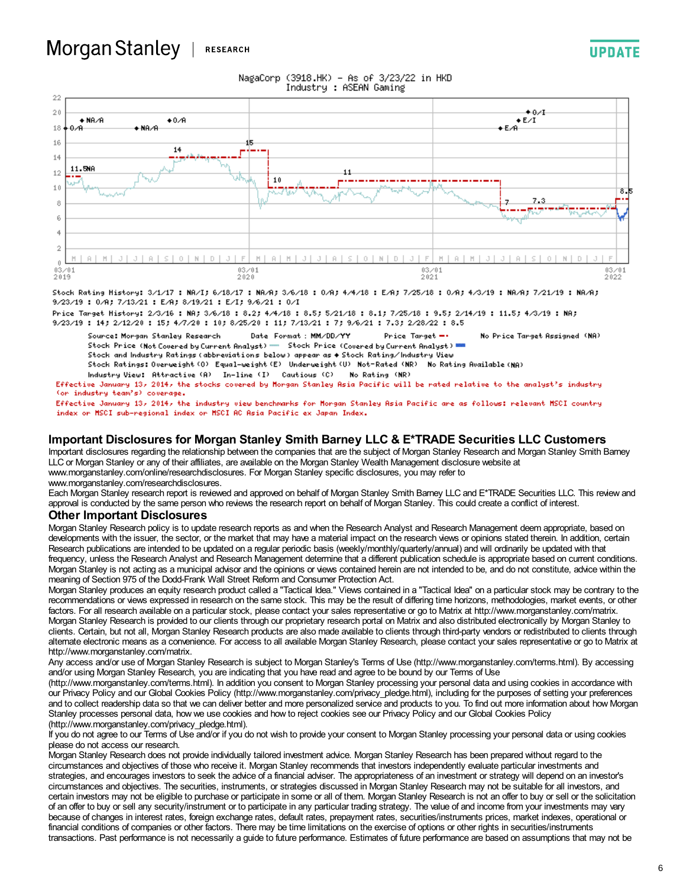NagaCorp (3918.HK) - As of 3/23/22 in HKD
Industry : ASEAN Gaming

Stock Rating History: 3/1/17 : NA/I; 6/18/17 : NA/A; 3/6/18 : O/A; 4/4/18 : E/A; 7/25/18 : O/A; 4/3/19 : NA/A; 7/21/19 : NA/A; 9/23/19 : O/A; 7/13/21 : E/A; 8/19/21 : E/I; 9/6/21 : O/I

Price Target History: 2/3/16 : NA; 3/6/18 : 8.2; 4/4/18 : 8.5; 5/21/18 : 8.1; 7/25/18 : 9.5; 2/14/19 : 11.5; 4/3/19 : NA; 9/23/19 : 14; 2/12/20 : 15; 4/7/20 : 10; 8/25/20 : 11; 7/13/21 : 7; 9/6/21 : 7.3; 2/28/22 : 8.5

Source: Morgan Stanley Research Date Format : MM/DD/YY Price Target -- No Price Target Assigned (NA)
Stock Price (Not Covered by Current Analyst) — Stock Price (Covered by Current Analyst) —
Stock and Industry Ratings (abbreviations below) appear as ◆ Stock Rating/Industry View
Stock Ratings: Overweight (O) Equal-weight (E) Underweight (U) Not-Rated (NR) No Rating Available (NA)
Industry View: Attractive (A) In-line (I) Cautious (C) No Rating (NR)

Effective January 13, 2014, the stocks covered by Morgan Stanley Asia Pacific will be rated relative to the analyst's industry (or industry team's) coverage.

Effective January 13, 2014, the industry view benchmarks for Morgan Stanley Asia Pacific are as follows: relevant MSCI country index or MSCI sub-regional index or MSCI AC Asia Pacific ex Japan Index.

## Important Disclosures for Morgan Stanley Smith Barney LLC & E*TRADE Securities LLC Customers

Important disclosures regarding the relationship between the companies that are the subject of Morgan Stanley Research and Morgan Stanley Smith Barney LLC or Morgan Stanley or any of their affiliates, are available on the Morgan Stanley Wealth Management disclosure website at www.morganstanley.com/online/researchdisclosures. For Morgan Stanley specific disclosures, you may refer to www.morganstanley.com/researchdisclosures.

Each Morgan Stanley research report is reviewed and approved on behalf of Morgan Stanley Smith Barney LLC and E*TRADE Securities LLC. This review and approval is conducted by the same person who reviews the research report on behalf of Morgan Stanley. This could create a conflict of interest.

## Other Important Disclosures

Morgan Stanley Research policy is to update research reports as and when the Research Analyst and Research Management deem appropriate, based on developments with the issuer, the sector, or the market that may have a material impact on the research views or opinions stated therein. In addition, certain Research publications are intended to be updated on a regular periodic basis (weekly/monthly/quarterly/annual) and will ordinarily be updated with that frequency, unless the Research Analyst and Research Management determine that a different publication schedule is appropriate based on current conditions.

Morgan Stanley is not acting as a municipal advisor and the opinions or views contained herein are not intended to be, and do not constitute, advice within the meaning of Section 975 of the Dodd-Frank Wall Street Reform and Consumer Protection Act.

Morgan Stanley produces an equity research product called a "Tactical Idea." Views contained in a "Tactical Idea" on a particular stock may be contrary to the recommendations or views expressed in research on the same stock. This may be the result of differing time horizons, methodologies, market events, or other factors. For all research available on a particular stock, please contact your sales representative or go to Matrix at http://www.morganstanley.com/matrix.

Morgan Stanley Research is provided to our clients through our proprietary research portal on Matrix and also distributed electronically by Morgan Stanley to clients. Certain, but not all, Morgan Stanley Research products are also made available to clients through third-party vendors or redistributed to clients through alternate electronic means as a convenience. For access to all available Morgan Stanley Research, please contact your sales representative or go to Matrix at http://www.morganstanley.com/matrix.

Any access and/or use of Morgan Stanley Research is subject to Morgan Stanley's Terms of Use (http://www.morganstanley.com/terms.html). By accessing and/or using Morgan Stanley Research, you are indicating that you have read and agree to be bound by our Terms of Use (http://www.morganstanley.com/terms.html). In addition you consent to Morgan Stanley processing your personal data and using cookies in accordance with our Privacy Policy and our Global Cookies Policy (http://www.morganstanley.com/privacy_pledge.html), including for the purposes of setting your preferences and to collect readership data so that we can deliver better and more personalized service and products to you. To find out more information about how Morgan Stanley processes personal data, how we use cookies and how to reject cookies see our Privacy Policy and our Global Cookies Policy (http://www.morganstanley.com/privacy_pledge.html).

If you do not agree to our Terms of Use and/or if you do not wish to provide your consent to Morgan Stanley processing your personal data or using cookies please do not access our research.

Morgan Stanley Research does not provide individually tailored investment advice. Morgan Stanley Research has been prepared without regard to the circumstances and objectives of those who receive it. Morgan Stanley recommends that investors independently evaluate particular investments and strategies, and encourages investors to seek the advice of a financial adviser. The appropriateness of an investment or strategy will depend on an investor's circumstances and objectives. The securities, instruments, or strategies discussed in Morgan Stanley Research may not be suitable for all investors, and certain investors may not be eligible to purchase or participate in some or all of them. Morgan Stanley Research is not an offer to buy or sell or the solicitation of an offer to buy or sell any security/instrument or to participate in any particular trading strategy. The value of and income from your investments may vary because of changes in interest rates, foreign exchange rates, default rates, prepayment rates, securities/instruments prices, market indexes, operational or financial conditions of companies or other factors. There may be time limitations on the exercise of options or other rights in securities/instruments transactions. Past performance is not necessarily a guide to future performance. Estimates of future performance are based on assumptions that may not be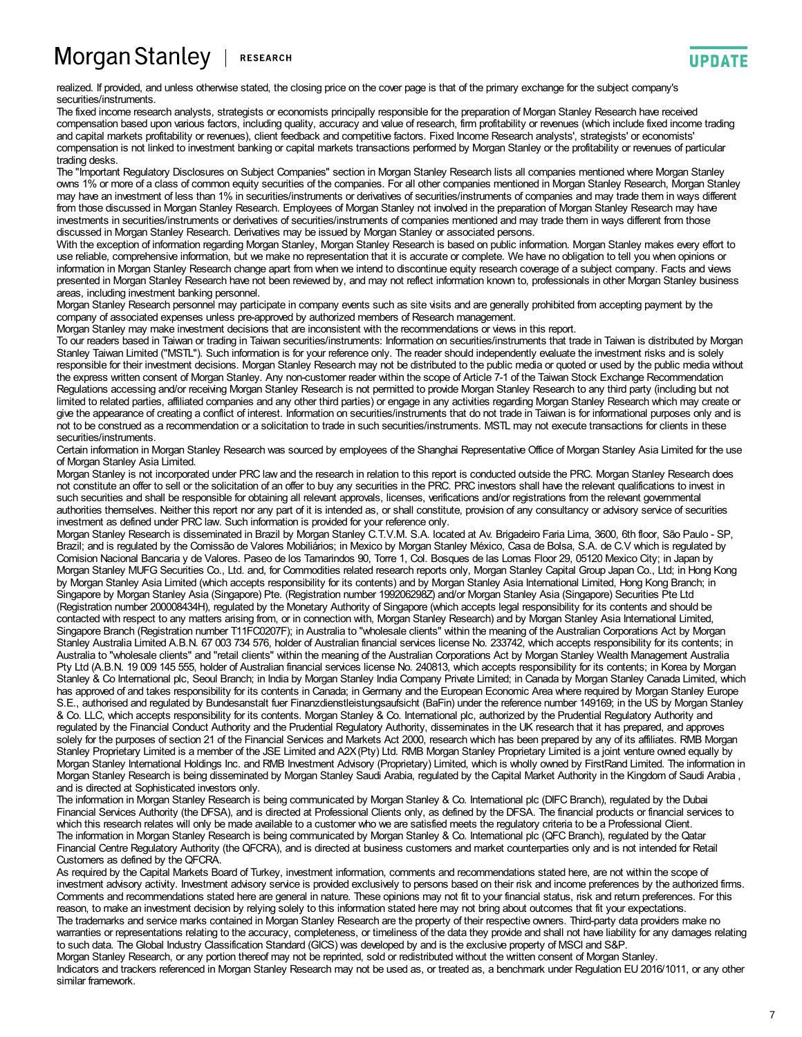realized. If provided, and unless otherwise stated, the closing price on the cover page is that of the primary exchange for the subject company's securities/instruments.

The fixed income research analysts, strategists or economists principally responsible for the preparation of Morgan Stanley Research have received compensation based upon various factors, including quality, accuracy and value of research, firm profitability or revenues (which include fixed income trading and capital markets profitability or revenues), client feedback and competitive factors. Fixed Income Research analysts', strategists' or economists' compensation is not linked to investment banking or capital markets transactions performed by Morgan Stanley or the profitability or revenues of particular trading desks.

The "Important Regulatory Disclosures on Subject Companies" section in Morgan Stanley Research lists all companies mentioned where Morgan Stanley owns 1% or more of a class of common equity securities of the companies. For all other companies mentioned in Morgan Stanley Research, Morgan Stanley may have an investment of less than 1% in securities/instruments or derivatives of securities/instruments of companies and may trade them in ways different from those discussed in Morgan Stanley Research. Employees of Morgan Stanley not involved in the preparation of Morgan Stanley Research may have investments in securities/instruments or derivatives of securities/instruments of companies mentioned and may trade them in ways different from those discussed in Morgan Stanley Research. Derivatives may be issued by Morgan Stanley or associated persons.

With the exception of information regarding Morgan Stanley, Morgan Stanley Research is based on public information. Morgan Stanley makes every effort to use reliable, comprehensive information, but we make no representation that it is accurate or complete. We have no obligation to tell you when opinions or information in Morgan Stanley Research change apart from when we intend to discontinue equity research coverage of a subject company. Facts and views presented in Morgan Stanley Research have not been reviewed by, and may not reflect information known to, professionals in other Morgan Stanley business areas, including investment banking personnel.

Morgan Stanley Research personnel may participate in company events such as site visits and are generally prohibited from accepting payment by the company of associated expenses unless pre-approved by authorized members of Research management.

Morgan Stanley may make investment decisions that are inconsistent with the recommendations or views in this report.

To our readers based in Taiwan or trading in Taiwan securities/instruments: Information on securities/instruments that trade in Taiwan is distributed by Morgan Stanley Taiwan Limited ("MSTL"). Such information is for your reference only. The reader should independently evaluate the investment risks and is solely responsible for their investment decisions. Morgan Stanley Research may not be distributed to the public media or quoted or used by the public media without the express written consent of Morgan Stanley. Any non-customer reader within the scope of Article 7-1 of the Taiwan Stock Exchange Recommendation Regulations accessing and/or receiving Morgan Stanley Research is not permitted to provide Morgan Stanley Research to any third party (including but not limited to related parties, affiliated companies and any other third parties) or engage in any activities regarding Morgan Stanley Research which may create or give the appearance of creating a conflict of interest. Information on securities/instruments that do not trade in Taiwan is for informational purposes only and is not to be construed as a recommendation or a solicitation to trade in such securities/instruments. MSTL may not execute transactions for clients in these securities/instruments.

Certain information in Morgan Stanley Research was sourced by employees of the Shanghai Representative Office of Morgan Stanley Asia Limited for the use of Morgan Stanley Asia Limited.

Morgan Stanley is not incorporated under PRC law and the research in relation to this report is conducted outside the PRC. Morgan Stanley Research does not constitute an offer to sell or the solicitation of an offer to buy any securities in the PRC. PRC investors shall have the relevant qualifications to invest in such securities and shall be responsible for obtaining all relevant approvals, licenses, verifications and/or registrations from the relevant governmental authorities themselves. Neither this report nor any part of it is intended as, or shall constitute, provision of any consultancy or advisory service of securities investment as defined under PRC law. Such information is provided for your reference only.

Morgan Stanley Research is disseminated in Brazil by Morgan Stanley C.T.V.M. S.A. located at Av. Brigadeiro Faria Lima, 3600, 6th floor, São Paulo - SP, Brazil; and is regulated by the Comissão de Valores Mobiliários; in Mexico by Morgan Stanley México, Casa de Bolsa, S.A. de C.V which is regulated by Comision Nacional Bancaria y de Valores. Paseo de los Tamarindos 90, Torre 1, Col. Bosques de las Lomas Floor 29, 05120 Mexico City; in Japan by Morgan Stanley MUFG Securities Co., Ltd. and, for Commodities related research reports only, Morgan Stanley Capital Group Japan Co., Ltd; in Hong Kong by Morgan Stanley Asia Limited (which accepts responsibility for its contents) and by Morgan Stanley Asia International Limited, Hong Kong Branch; in Singapore by Morgan Stanley Asia (Singapore) Pte. (Registration number 199206298Z) and/or Morgan Stanley Asia (Singapore) Securities Pte Ltd (Registration number 200008434H), regulated by the Monetary Authority of Singapore (which accepts legal responsibility for its contents and should be contacted with respect to any matters arising from, or in connection with, Morgan Stanley Research) and by Morgan Stanley Asia International Limited, Singapore Branch (Registration number T11FC0207F); in Australia to "wholesale clients" within the meaning of the Australian Corporations Act by Morgan Stanley Australia Limited A.B.N. 67 003 734 576, holder of Australian financial services license No. 233742, which accepts responsibility for its contents; in Australia to "wholesale clients" and "retail clients" within the meaning of the Australian Corporations Act by Morgan Stanley Wealth Management Australia Pty Ltd (A.B.N. 19 009 145 555, holder of Australian financial services license No. 240813, which accepts responsibility for its contents; in Korea by Morgan Stanley & Co International plc, Seoul Branch; in India by Morgan Stanley India Company Private Limited; in Canada by Morgan Stanley Canada Limited, which has approved of and takes responsibility for its contents in Canada; in Germany and the European Economic Area where required by Morgan Stanley Europe S.E., authorised and regulated by Bundesanstalt fuer Finanzdienstleistungsaufsicht (BaFin) under the reference number 149169; in the US by Morgan Stanley & Co. LLC, which accepts responsibility for its contents. Morgan Stanley & Co. International plc, authorized by the Prudential Regulatory Authority and regulated by the Financial Conduct Authority and the Prudential Regulatory Authority, disseminates in the UK research that it has prepared, and approves solely for the purposes of section 21 of the Financial Services and Markets Act 2000, research which has been prepared by any of its affiliates. RMB Morgan Stanley Proprietary Limited is a member of the JSE Limited and A2X (Pty) Ltd. RMB Morgan Stanley Proprietary Limited is a joint venture owned equally by Morgan Stanley International Holdings Inc. and RMB Investment Advisory (Proprietary) Limited, which is wholly owned by FirstRand Limited. The information in Morgan Stanley Research is being disseminated by Morgan Stanley Saudi Arabia, regulated by the Capital Market Authority in the Kingdom of Saudi Arabia , and is directed at Sophisticated investors only.

The information in Morgan Stanley Research is being communicated by Morgan Stanley & Co. International plc (DIFC Branch), regulated by the Dubai Financial Services Authority (the DFSA), and is directed at Professional Clients only, as defined by the DFSA. The financial products or financial services to which this research relates will only be made available to a customer who we are satisfied meets the regulatory criteria to be a Professional Client.

The information in Morgan Stanley Research is being communicated by Morgan Stanley & Co. International plc (QFC Branch), regulated by the Qatar Financial Centre Regulatory Authority (the QFCRA), and is directed at business customers and market counterparties only and is not intended for Retail Customers as defined by the QFCRA.

As required by the Capital Markets Board of Turkey, investment information, comments and recommendations stated here, are not within the scope of investment advisory activity. Investment advisory service is provided exclusively to persons based on their risk and income preferences by the authorized firms. Comments and recommendations stated here are general in nature. These opinions may not fit to your financial status, risk and return preferences. For this reason, to make an investment decision by relying solely to this information stated here may not bring about outcomes that fit your expectations.

The trademarks and service marks contained in Morgan Stanley Research are the property of their respective owners. Third-party data providers make no warranties or representations relating to the accuracy, completeness, or timeliness of the data they provide and shall not have liability for any damages relating to such data. The Global Industry Classification Standard (GICS) was developed by and is the exclusive property of MSCI and S&P.

Morgan Stanley Research, or any portion thereof may not be reprinted, sold or redistributed without the written consent of Morgan Stanley.

Indicators and trackers referenced in Morgan Stanley Research may not be used as, or treated as, a benchmark under Regulation EU 2016/1011, or any other similar framework.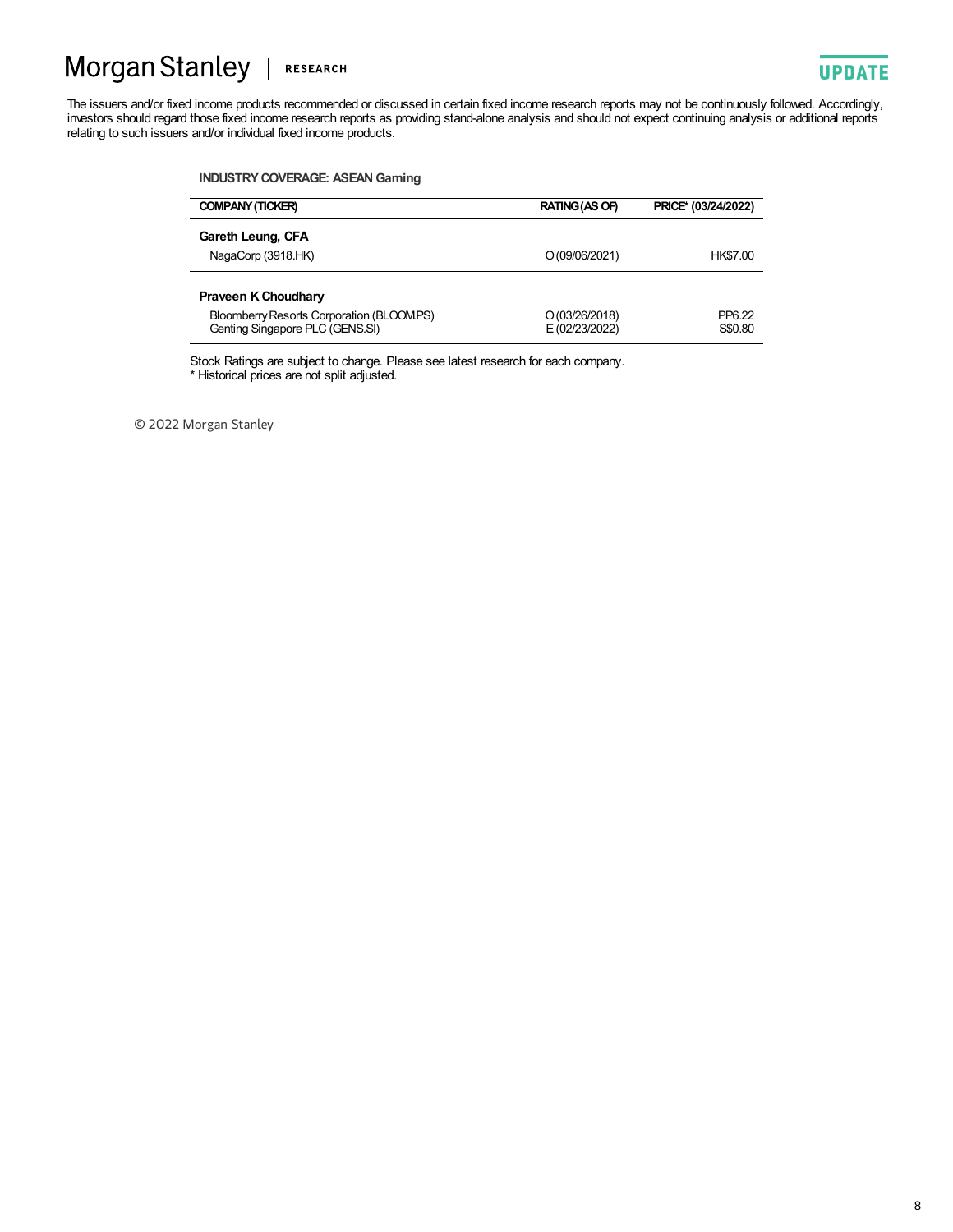The issuers and/or fixed income products recommended or discussed in certain fixed income research reports may not be continuously followed. Accordingly, investors should regard those fixed income research reports as providing stand-alone analysis and should not expect continuing analysis or additional reports relating to such issuers and/or individual fixed income products.

**INDUSTRY COVERAGE: ASEAN Gaming**

| COMPANY (TICKER) | RATING (AS OF) | PRICE* (03/24/2022) |
|---|---|---|
| **Gareth Leung, CFA** | | |
| NagaCorp (3918.HK) | O (09/06/2021) | HK$7.00 |
| **Praveen K Choudhary** | | |
| Bloomberry Resorts Corporation (BLOOM.PS) | O (03/26/2018) | PP6.22 |
| Genting Singapore PLC (GENS.SI) | E (02/23/2022) | S$0.80 |

Stock Ratings are subject to change. Please see latest research for each company.
* Historical prices are not split adjusted.

© 2022 Morgan Stanley